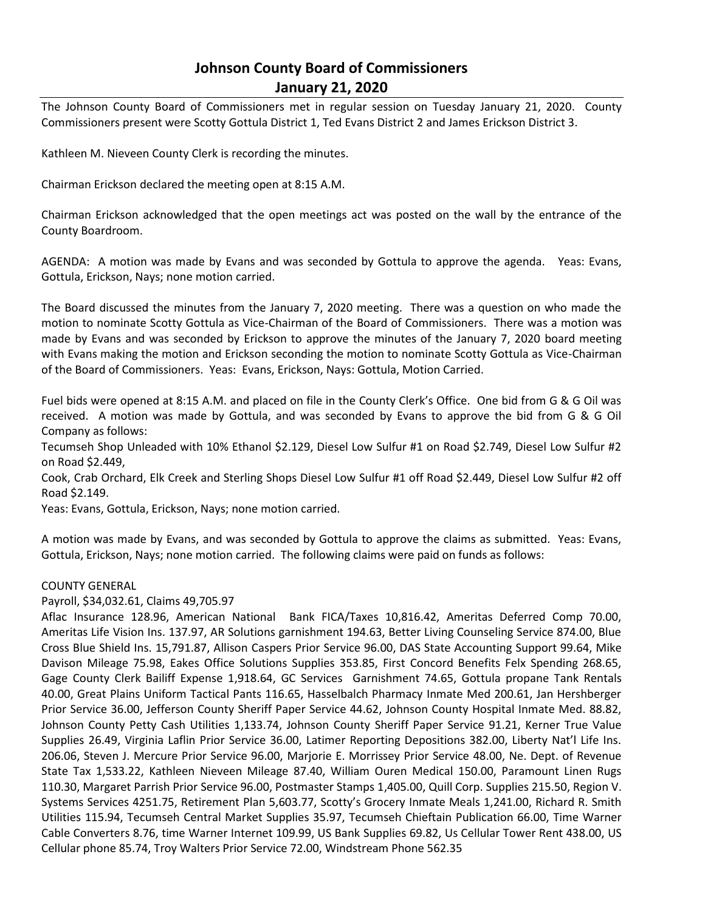# Johnson County Board of Commissioners
## January 21, 2020

The Johnson County Board of Commissioners met in regular session on Tuesday January 21, 2020. County Commissioners present were Scotty Gottula District 1, Ted Evans District 2 and James Erickson District 3.

Kathleen M. Nieveen County Clerk is recording the minutes.

Chairman Erickson declared the meeting open at 8:15 A.M.

Chairman Erickson acknowledged that the open meetings act was posted on the wall by the entrance of the County Boardroom.

AGENDA: A motion was made by Evans and was seconded by Gottula to approve the agenda. Yeas: Evans, Gottula, Erickson, Nays; none motion carried.

The Board discussed the minutes from the January 7, 2020 meeting. There was a question on who made the motion to nominate Scotty Gottula as Vice-Chairman of the Board of Commissioners. There was a motion was made by Evans and was seconded by Erickson to approve the minutes of the January 7, 2020 board meeting with Evans making the motion and Erickson seconding the motion to nominate Scotty Gottula as Vice-Chairman of the Board of Commissioners. Yeas: Evans, Erickson, Nays: Gottula, Motion Carried.

Fuel bids were opened at 8:15 A.M. and placed on file in the County Clerk's Office. One bid from G & G Oil was received. A motion was made by Gottula, and was seconded by Evans to approve the bid from G & G Oil Company as follows:

Tecumseh Shop Unleaded with 10% Ethanol $2.129, Diesel Low Sulfur #1 on Road $2.749, Diesel Low Sulfur #2 on Road $2.449,

Cook, Crab Orchard, Elk Creek and Sterling Shops Diesel Low Sulfur #1 off Road $2.449, Diesel Low Sulfur #2 off Road $2.149.

Yeas: Evans, Gottula, Erickson, Nays; none motion carried.

A motion was made by Evans, and was seconded by Gottula to approve the claims as submitted. Yeas: Evans, Gottula, Erickson, Nays; none motion carried. The following claims were paid on funds as follows:

COUNTY GENERAL

Payroll, $34,032.61, Claims 49,705.97

Aflac Insurance 128.96, American National Bank FICA/Taxes 10,816.42, Ameritas Deferred Comp 70.00, Ameritas Life Vision Ins. 137.97, AR Solutions garnishment 194.63, Better Living Counseling Service 874.00, Blue Cross Blue Shield Ins. 15,791.87, Allison Caspers Prior Service 96.00, DAS State Accounting Support 99.64, Mike Davison Mileage 75.98, Eakes Office Solutions Supplies 353.85, First Concord Benefits Felx Spending 268.65, Gage County Clerk Bailiff Expense 1,918.64, GC Services Garnishment 74.65, Gottula propane Tank Rentals 40.00, Great Plains Uniform Tactical Pants 116.65, Hasselbalch Pharmacy Inmate Med 200.61, Jan Hershberger Prior Service 36.00, Jefferson County Sheriff Paper Service 44.62, Johnson County Hospital Inmate Med. 88.82, Johnson County Petty Cash Utilities 1,133.74, Johnson County Sheriff Paper Service 91.21, Kerner True Value Supplies 26.49, Virginia Laflin Prior Service 36.00, Latimer Reporting Depositions 382.00, Liberty Nat'l Life Ins. 206.06, Steven J. Mercure Prior Service 96.00, Marjorie E. Morrissey Prior Service 48.00, Ne. Dept. of Revenue State Tax 1,533.22, Kathleen Nieveen Mileage 87.40, William Ouren Medical 150.00, Paramount Linen Rugs 110.30, Margaret Parrish Prior Service 96.00, Postmaster Stamps 1,405.00, Quill Corp. Supplies 215.50, Region V. Systems Services 4251.75, Retirement Plan 5,603.77, Scotty's Grocery Inmate Meals 1,241.00, Richard R. Smith Utilities 115.94, Tecumseh Central Market Supplies 35.97, Tecumseh Chieftain Publication 66.00, Time Warner Cable Converters 8.76, time Warner Internet 109.99, US Bank Supplies 69.82, Us Cellular Tower Rent 438.00, US Cellular phone 85.74, Troy Walters Prior Service 72.00, Windstream Phone 562.35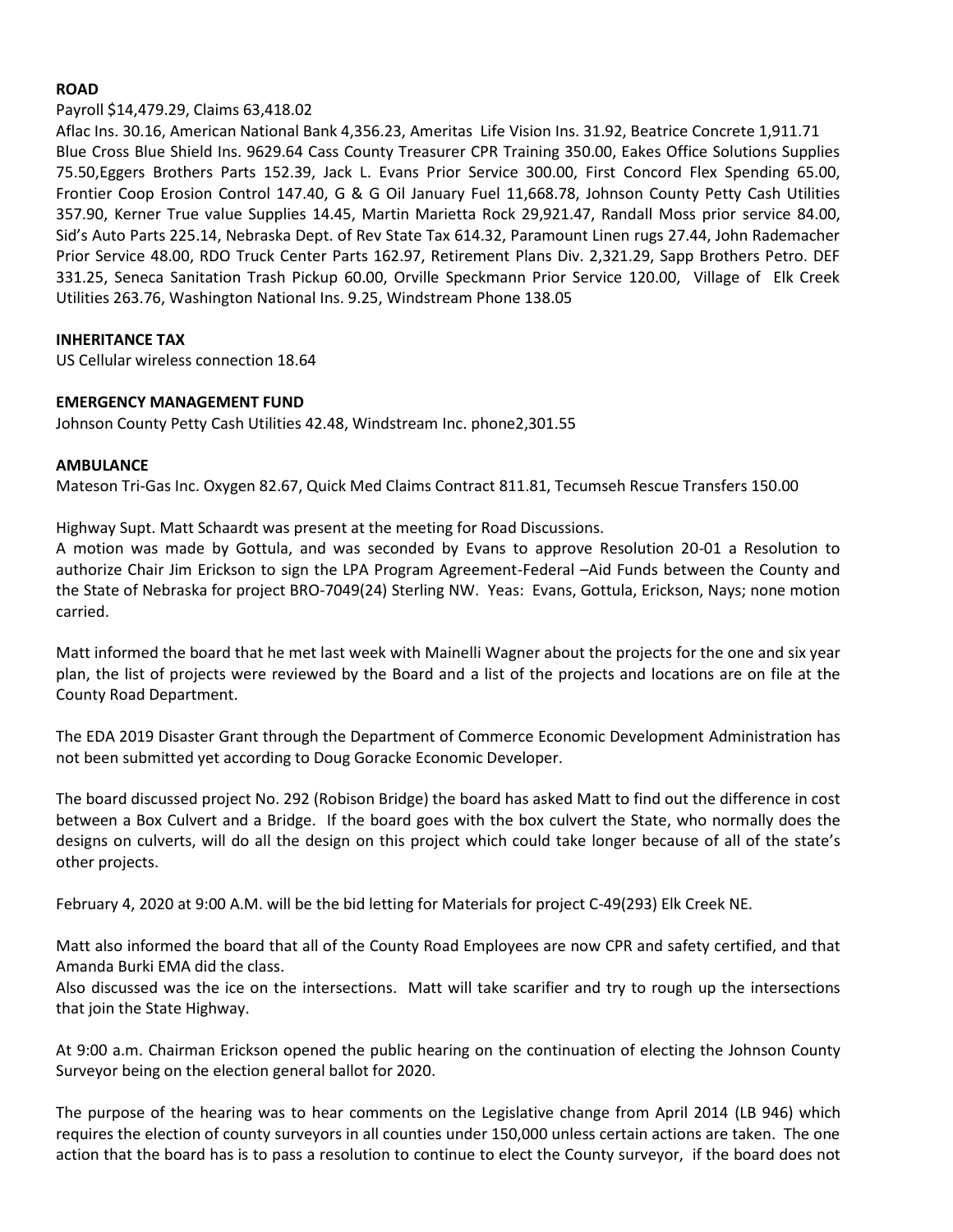**ROAD**

Payroll $14,479.29, Claims 63,418.02

Aflac Ins. 30.16, American National Bank 4,356.23, Ameritas Life Vision Ins. 31.92, Beatrice Concrete 1,911.71 Blue Cross Blue Shield Ins. 9629.64 Cass County Treasurer CPR Training 350.00, Eakes Office Solutions Supplies 75.50,Eggers Brothers Parts 152.39, Jack L. Evans Prior Service 300.00, First Concord Flex Spending 65.00, Frontier Coop Erosion Control 147.40, G & G Oil January Fuel 11,668.78, Johnson County Petty Cash Utilities 357.90, Kerner True value Supplies 14.45, Martin Marietta Rock 29,921.47, Randall Moss prior service 84.00, Sid's Auto Parts 225.14, Nebraska Dept. of Rev State Tax 614.32, Paramount Linen rugs 27.44, John Rademacher Prior Service 48.00, RDO Truck Center Parts 162.97, Retirement Plans Div. 2,321.29, Sapp Brothers Petro. DEF 331.25, Seneca Sanitation Trash Pickup 60.00, Orville Speckmann Prior Service 120.00, Village of Elk Creek Utilities 263.76, Washington National Ins. 9.25, Windstream Phone 138.05

**INHERITANCE TAX**

US Cellular wireless connection 18.64

**EMERGENCY MANAGEMENT FUND**

Johnson County Petty Cash Utilities 42.48, Windstream Inc. phone2,301.55

**AMBULANCE**

Mateson Tri-Gas Inc. Oxygen 82.67, Quick Med Claims Contract 811.81, Tecumseh Rescue Transfers 150.00

Highway Supt. Matt Schaardt was present at the meeting for Road Discussions.

A motion was made by Gottula, and was seconded by Evans to approve Resolution 20-01 a Resolution to authorize Chair Jim Erickson to sign the LPA Program Agreement-Federal –Aid Funds between the County and the State of Nebraska for project BRO-7049(24) Sterling NW. Yeas: Evans, Gottula, Erickson, Nays; none motion carried.

Matt informed the board that he met last week with Mainelli Wagner about the projects for the one and six year plan, the list of projects were reviewed by the Board and a list of the projects and locations are on file at the County Road Department.

The EDA 2019 Disaster Grant through the Department of Commerce Economic Development Administration has not been submitted yet according to Doug Goracke Economic Developer.

The board discussed project No. 292 (Robison Bridge) the board has asked Matt to find out the difference in cost between a Box Culvert and a Bridge. If the board goes with the box culvert the State, who normally does the designs on culverts, will do all the design on this project which could take longer because of all of the state's other projects.

February 4, 2020 at 9:00 A.M. will be the bid letting for Materials for project C-49(293) Elk Creek NE.

Matt also informed the board that all of the County Road Employees are now CPR and safety certified, and that Amanda Burki EMA did the class.

Also discussed was the ice on the intersections. Matt will take scarifier and try to rough up the intersections that join the State Highway.

At 9:00 a.m. Chairman Erickson opened the public hearing on the continuation of electing the Johnson County Surveyor being on the election general ballot for 2020.

The purpose of the hearing was to hear comments on the Legislative change from April 2014 (LB 946) which requires the election of county surveyors in all counties under 150,000 unless certain actions are taken. The one action that the board has is to pass a resolution to continue to elect the County surveyor, if the board does not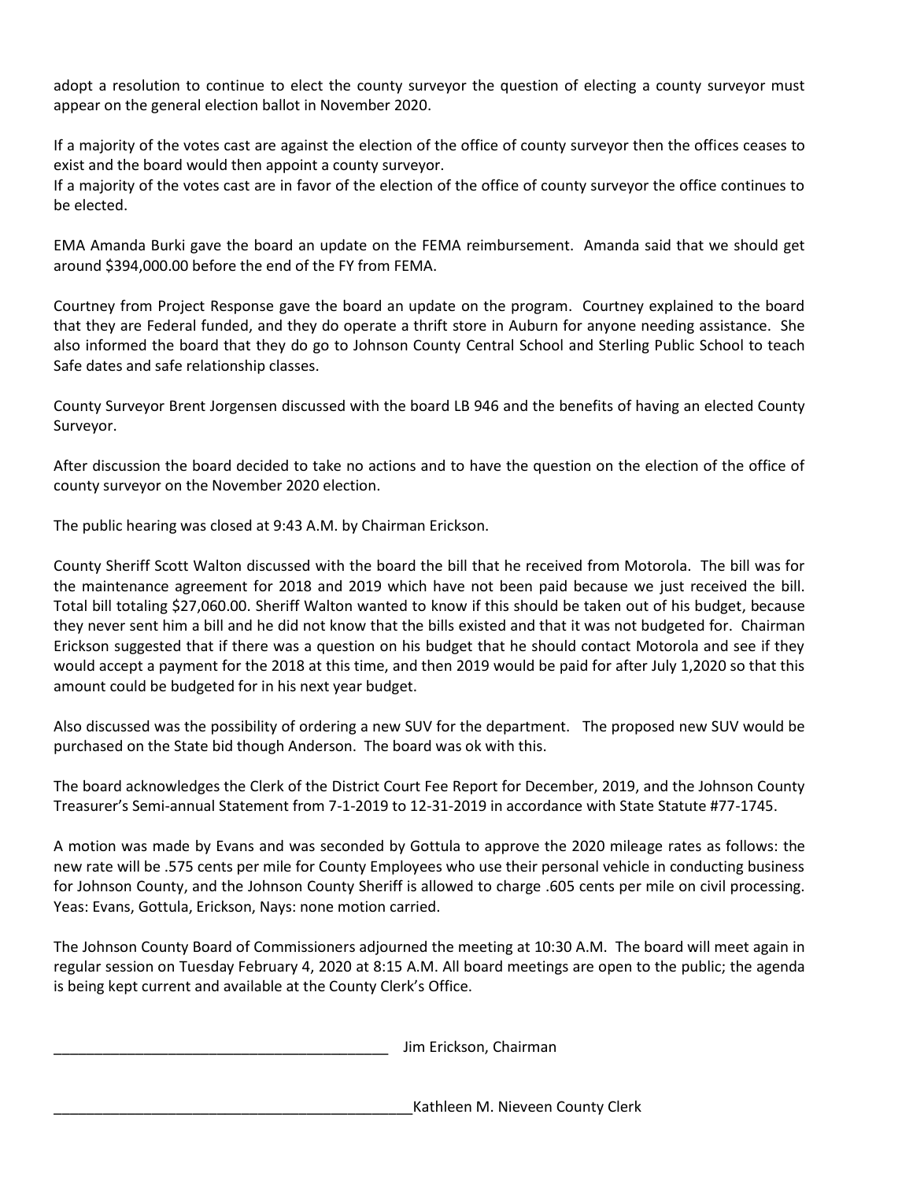adopt a resolution to continue to elect the county surveyor the question of electing a county surveyor must appear on the general election ballot in November 2020.

If a majority of the votes cast are against the election of the office of county surveyor then the offices ceases to exist and the board would then appoint a county surveyor.
If a majority of the votes cast are in favor of the election of the office of county surveyor the office continues to be elected.

EMA Amanda Burki gave the board an update on the FEMA reimbursement. Amanda said that we should get around $394,000.00 before the end of the FY from FEMA.

Courtney from Project Response gave the board an update on the program. Courtney explained to the board that they are Federal funded, and they do operate a thrift store in Auburn for anyone needing assistance. She also informed the board that they do go to Johnson County Central School and Sterling Public School to teach Safe dates and safe relationship classes.

County Surveyor Brent Jorgensen discussed with the board LB 946 and the benefits of having an elected County Surveyor.

After discussion the board decided to take no actions and to have the question on the election of the office of county surveyor on the November 2020 election.

The public hearing was closed at 9:43 A.M. by Chairman Erickson.

County Sheriff Scott Walton discussed with the board the bill that he received from Motorola. The bill was for the maintenance agreement for 2018 and 2019 which have not been paid because we just received the bill. Total bill totaling $27,060.00. Sheriff Walton wanted to know if this should be taken out of his budget, because they never sent him a bill and he did not know that the bills existed and that it was not budgeted for. Chairman Erickson suggested that if there was a question on his budget that he should contact Motorola and see if they would accept a payment for the 2018 at this time, and then 2019 would be paid for after July 1,2020 so that this amount could be budgeted for in his next year budget.

Also discussed was the possibility of ordering a new SUV for the department. The proposed new SUV would be purchased on the State bid though Anderson. The board was ok with this.

The board acknowledges the Clerk of the District Court Fee Report for December, 2019, and the Johnson County Treasurer's Semi-annual Statement from 7-1-2019 to 12-31-2019 in accordance with State Statute #77-1745.

A motion was made by Evans and was seconded by Gottula to approve the 2020 mileage rates as follows: the new rate will be .575 cents per mile for County Employees who use their personal vehicle in conducting business for Johnson County, and the Johnson County Sheriff is allowed to charge .605 cents per mile on civil processing. Yeas: Evans, Gottula, Erickson, Nays: none motion carried.

The Johnson County Board of Commissioners adjourned the meeting at 10:30 A.M. The board will meet again in regular session on Tuesday February 4, 2020 at 8:15 A.M. All board meetings are open to the public; the agenda is being kept current and available at the County Clerk's Office.

__________________________________________ Jim Erickson, Chairman

______________________________________________Kathleen M. Nieveen County Clerk